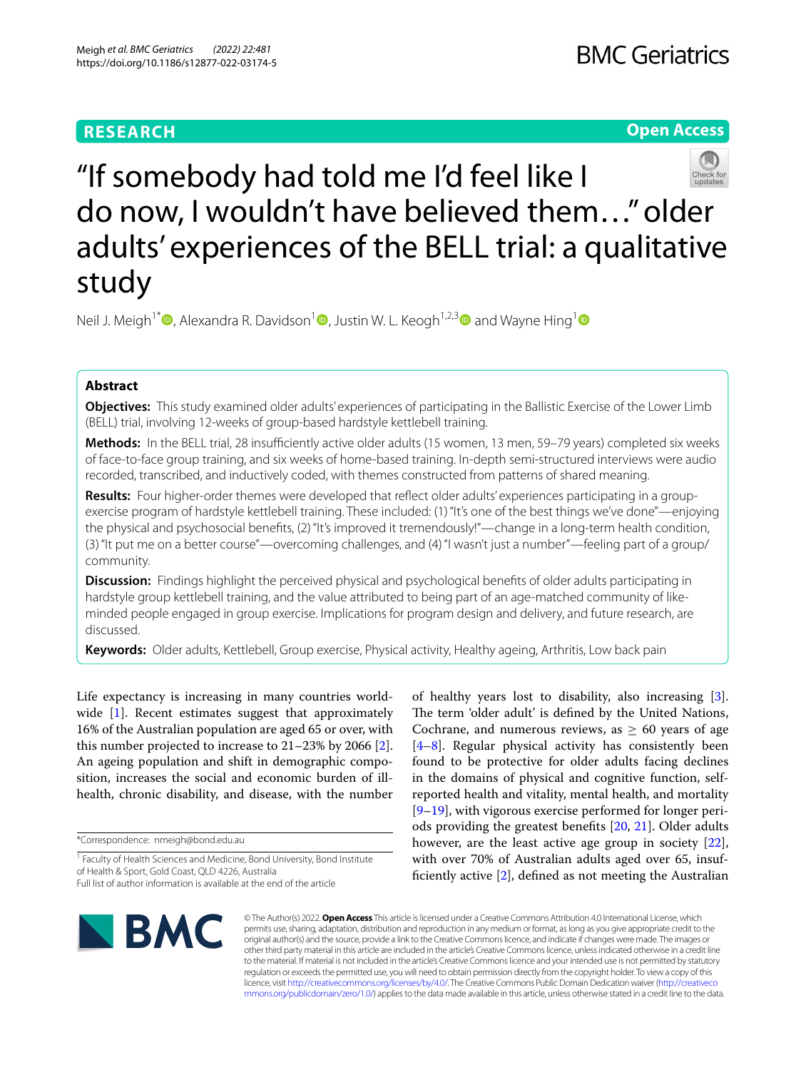RESEARCH

Open Access

# "If somebody had told me I'd feel like I do now, I wouldn't have believed them…" older adults' experiences of the BELL trial: a qualitative study

Neil J. Meigh[1*], Alexandra R. Davidson[1], Justin W. L. Keogh[1,2,3] and Wayne Hing[1]

## Abstract

**Objectives:** This study examined older adults' experiences of participating in the Ballistic Exercise of the Lower Limb (BELL) trial, involving 12-weeks of group-based hardstyle kettlebell training.

**Methods:** In the BELL trial, 28 insufficiently active older adults (15 women, 13 men, 59–79 years) completed six weeks of face-to-face group training, and six weeks of home-based training. In-depth semi-structured interviews were audio recorded, transcribed, and inductively coded, with themes constructed from patterns of shared meaning.

**Results:** Four higher-order themes were developed that reflect older adults' experiences participating in a group-exercise program of hardstyle kettlebell training. These included: (1) "It's one of the best things we've done"—enjoying the physical and psychosocial benefits, (2) "It's improved it tremendously!"—change in a long-term health condition, (3) "It put me on a better course"—overcoming challenges, and (4) "I wasn't just a number"—feeling part of a group/community.

**Discussion:** Findings highlight the perceived physical and psychological benefits of older adults participating in hardstyle group kettlebell training, and the value attributed to being part of an age-matched community of like-minded people engaged in group exercise. Implications for program design and delivery, and future research, are discussed.

**Keywords:** Older adults, Kettlebell, Group exercise, Physical activity, Healthy ageing, Arthritis, Low back pain

Life expectancy is increasing in many countries worldwide [1]. Recent estimates suggest that approximately 16% of the Australian population are aged 65 or over, with this number projected to increase to 21–23% by 2066 [2]. An ageing population and shift in demographic composition, increases the social and economic burden of ill-health, chronic disability, and disease, with the number of healthy years lost to disability, also increasing [3]. The term 'older adult' is defined by the United Nations, Cochrane, and numerous reviews, as $\geq$ 60 years of age [4–8]. Regular physical activity has consistently been found to be protective for older adults facing declines in the domains of physical and cognitive function, self-reported health and vitality, mental health, and mortality [9–19], with vigorous exercise performed for longer periods providing the greatest benefits [20, 21]. Older adults however, are the least active age group in society [22], with over 70% of Australian adults aged over 65, insufficiently active [2], defined as not meeting the Australian

*Correspondence: nmeigh@bond.edu.au

[1] Faculty of Health Sciences and Medicine, Bond University, Bond Institute of Health & Sport, Gold Coast, QLD 4226, Australia

Full list of author information is available at the end of the article

© The Author(s) 2022. **Open Access** This article is licensed under a Creative Commons Attribution 4.0 International License, which permits use, sharing, adaptation, distribution and reproduction in any medium or format, as long as you give appropriate credit to the original author(s) and the source, provide a link to the Creative Commons licence, and indicate if changes were made. The images or other third party material in this article are included in the article's Creative Commons licence, unless indicated otherwise in a credit line to the material. If material is not included in the article's Creative Commons licence and your intended use is not permitted by statutory regulation or exceeds the permitted use, you will need to obtain permission directly from the copyright holder. To view a copy of this licence, visit http://creativecommons.org/licenses/by/4.0/. The Creative Commons Public Domain Dedication waiver (http://creativecommons.org/publicdomain/zero/1.0/) applies to the data made available in this article, unless otherwise stated in a credit line to the data.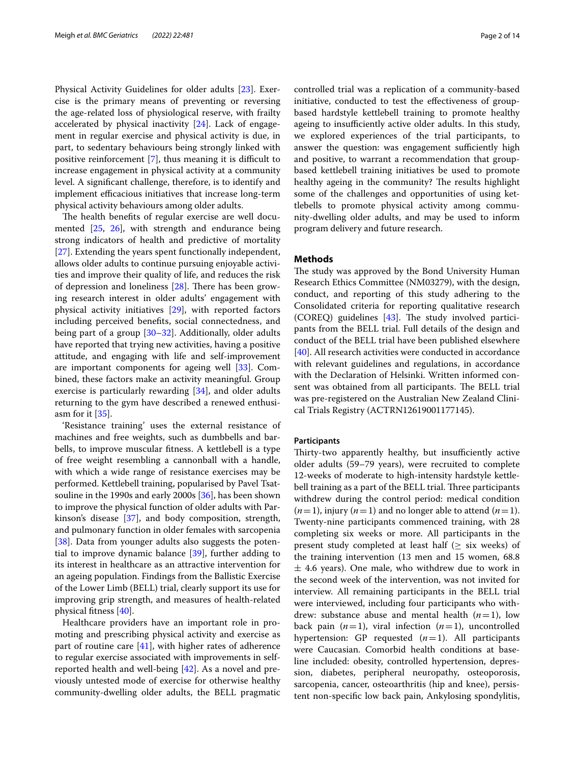Physical Activity Guidelines for older adults [23]. Exercise is the primary means of preventing or reversing the age-related loss of physiological reserve, with frailty accelerated by physical inactivity [24]. Lack of engagement in regular exercise and physical activity is due, in part, to sedentary behaviours being strongly linked with positive reinforcement [7], thus meaning it is difficult to increase engagement in physical activity at a community level. A significant challenge, therefore, is to identify and implement efficacious initiatives that increase long-term physical activity behaviours among older adults.

The health benefits of regular exercise are well documented [25, 26], with strength and endurance being strong indicators of health and predictive of mortality [27]. Extending the years spent functionally independent, allows older adults to continue pursuing enjoyable activities and improve their quality of life, and reduces the risk of depression and loneliness [28]. There has been growing research interest in older adults' engagement with physical activity initiatives [29], with reported factors including perceived benefits, social connectedness, and being part of a group [30–32]. Additionally, older adults have reported that trying new activities, having a positive attitude, and engaging with life and self-improvement are important components for ageing well [33]. Combined, these factors make an activity meaningful. Group exercise is particularly rewarding [34], and older adults returning to the gym have described a renewed enthusiasm for it [35].

'Resistance training' uses the external resistance of machines and free weights, such as dumbbells and barbells, to improve muscular fitness. A kettlebell is a type of free weight resembling a cannonball with a handle, with which a wide range of resistance exercises may be performed. Kettlebell training, popularised by Pavel Tsatsouline in the 1990s and early 2000s [36], has been shown to improve the physical function of older adults with Parkinson's disease [37], and body composition, strength, and pulmonary function in older females with sarcopenia [38]. Data from younger adults also suggests the potential to improve dynamic balance [39], further adding to its interest in healthcare as an attractive intervention for an ageing population. Findings from the Ballistic Exercise of the Lower Limb (BELL) trial, clearly support its use for improving grip strength, and measures of health-related physical fitness [40].

Healthcare providers have an important role in promoting and prescribing physical activity and exercise as part of routine care [41], with higher rates of adherence to regular exercise associated with improvements in self-reported health and well-being [42]. As a novel and previously untested mode of exercise for otherwise healthy community-dwelling older adults, the BELL pragmatic controlled trial was a replication of a community-based initiative, conducted to test the effectiveness of group-based hardstyle kettlebell training to promote healthy ageing to insufficiently active older adults. In this study, we explored experiences of the trial participants, to answer the question: was engagement sufficiently high and positive, to warrant a recommendation that group-based kettlebell training initiatives be used to promote healthy ageing in the community? The results highlight some of the challenges and opportunities of using kettlebells to promote physical activity among community-dwelling older adults, and may be used to inform program delivery and future research.

## Methods

The study was approved by the Bond University Human Research Ethics Committee (NM03279), with the design, conduct, and reporting of this study adhering to the Consolidated criteria for reporting qualitative research (COREQ) guidelines [43]. The study involved participants from the BELL trial. Full details of the design and conduct of the BELL trial have been published elsewhere [40]. All research activities were conducted in accordance with relevant guidelines and regulations, in accordance with the Declaration of Helsinki. Written informed consent was obtained from all participants. The BELL trial was pre-registered on the Australian New Zealand Clinical Trials Registry (ACTRN12619001177145).

### Participants

Thirty-two apparently healthy, but insufficiently active older adults (59–79 years), were recruited to complete 12-weeks of moderate to high-intensity hardstyle kettlebell training as a part of the BELL trial. Three participants withdrew during the control period: medical condition ($n=1$), injury ($n=1$) and no longer able to attend ($n=1$). Twenty-nine participants commenced training, with 28 completing six weeks or more. All participants in the present study completed at least half ($\geq$ six weeks) of the training intervention (13 men and 15 women, 68.8 $\pm$ 4.6 years). One male, who withdrew due to work in the second week of the intervention, was not invited for interview. All remaining participants in the BELL trial were interviewed, including four participants who withdrew: substance abuse and mental health ($n=1$), low back pain ($n=1$), viral infection ($n=1$), uncontrolled hypertension: GP requested ($n=1$). All participants were Caucasian. Comorbid health conditions at baseline included: obesity, controlled hypertension, depression, diabetes, peripheral neuropathy, osteoporosis, sarcopenia, cancer, osteoarthritis (hip and knee), persistent non-specific low back pain, Ankylosing spondylitis,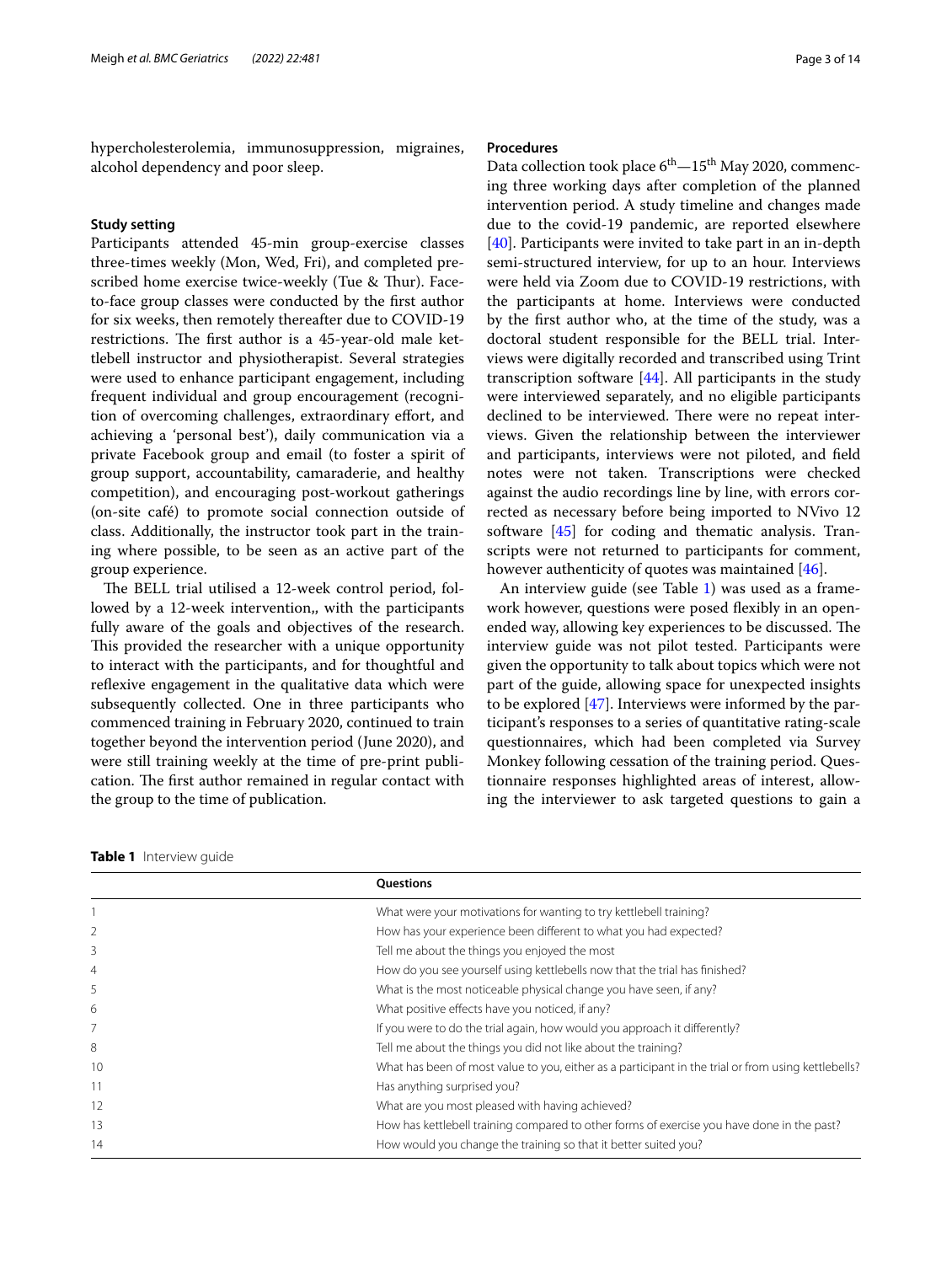hypercholesterolemia, immunosuppression, migraines, alcohol dependency and poor sleep.

### Study setting

Participants attended 45-min group-exercise classes three-times weekly (Mon, Wed, Fri), and completed prescribed home exercise twice-weekly (Tue & Thur). Face-to-face group classes were conducted by the first author for six weeks, then remotely thereafter due to COVID-19 restrictions. The first author is a 45-year-old male kettlebell instructor and physiotherapist. Several strategies were used to enhance participant engagement, including frequent individual and group encouragement (recognition of overcoming challenges, extraordinary effort, and achieving a 'personal best'), daily communication via a private Facebook group and email (to foster a spirit of group support, accountability, camaraderie, and healthy competition), and encouraging post-workout gatherings (on-site café) to promote social connection outside of class. Additionally, the instructor took part in the training where possible, to be seen as an active part of the group experience.

The BELL trial utilised a 12-week control period, followed by a 12-week intervention,, with the participants fully aware of the goals and objectives of the research. This provided the researcher with a unique opportunity to interact with the participants, and for thoughtful and reflexive engagement in the qualitative data which were subsequently collected. One in three participants who commenced training in February 2020, continued to train together beyond the intervention period (June 2020), and were still training weekly at the time of pre-print publication. The first author remained in regular contact with the group to the time of publication.

### Procedures

Data collection took place 6th—15th May 2020, commencing three working days after completion of the planned intervention period. A study timeline and changes made due to the covid-19 pandemic, are reported elsewhere [40]. Participants were invited to take part in an in-depth semi-structured interview, for up to an hour. Interviews were held via Zoom due to COVID-19 restrictions, with the participants at home. Interviews were conducted by the first author who, at the time of the study, was a doctoral student responsible for the BELL trial. Interviews were digitally recorded and transcribed using Trint transcription software [44]. All participants in the study were interviewed separately, and no eligible participants declined to be interviewed. There were no repeat interviews. Given the relationship between the interviewer and participants, interviews were not piloted, and field notes were not taken. Transcriptions were checked against the audio recordings line by line, with errors corrected as necessary before being imported to NVivo 12 software [45] for coding and thematic analysis. Transcripts were not returned to participants for comment, however authenticity of quotes was maintained [46].

An interview guide (see Table 1) was used as a framework however, questions were posed flexibly in an open-ended way, allowing key experiences to be discussed. The interview guide was not pilot tested. Participants were given the opportunity to talk about topics which were not part of the guide, allowing space for unexpected insights to be explored [47]. Interviews were informed by the participant's responses to a series of quantitative rating-scale questionnaires, which had been completed via Survey Monkey following cessation of the training period. Questionnaire responses highlighted areas of interest, allowing the interviewer to ask targeted questions to gain a

**Table 1** Interview guide

| | Questions |
|---|---|
| 1 | What were your motivations for wanting to try kettlebell training? |
| 2 | How has your experience been different to what you had expected? |
| 3 | Tell me about the things you enjoyed the most |
| 4 | How do you see yourself using kettlebells now that the trial has finished? |
| 5 | What is the most noticeable physical change you have seen, if any? |
| 6 | What positive effects have you noticed, if any? |
| 7 | If you were to do the trial again, how would you approach it differently? |
| 8 | Tell me about the things you did not like about the training? |
| 10 | What has been of most value to you, either as a participant in the trial or from using kettlebells? |
| 11 | Has anything surprised you? |
| 12 | What are you most pleased with having achieved? |
| 13 | How has kettlebell training compared to other forms of exercise you have done in the past? |
| 14 | How would you change the training so that it better suited you? |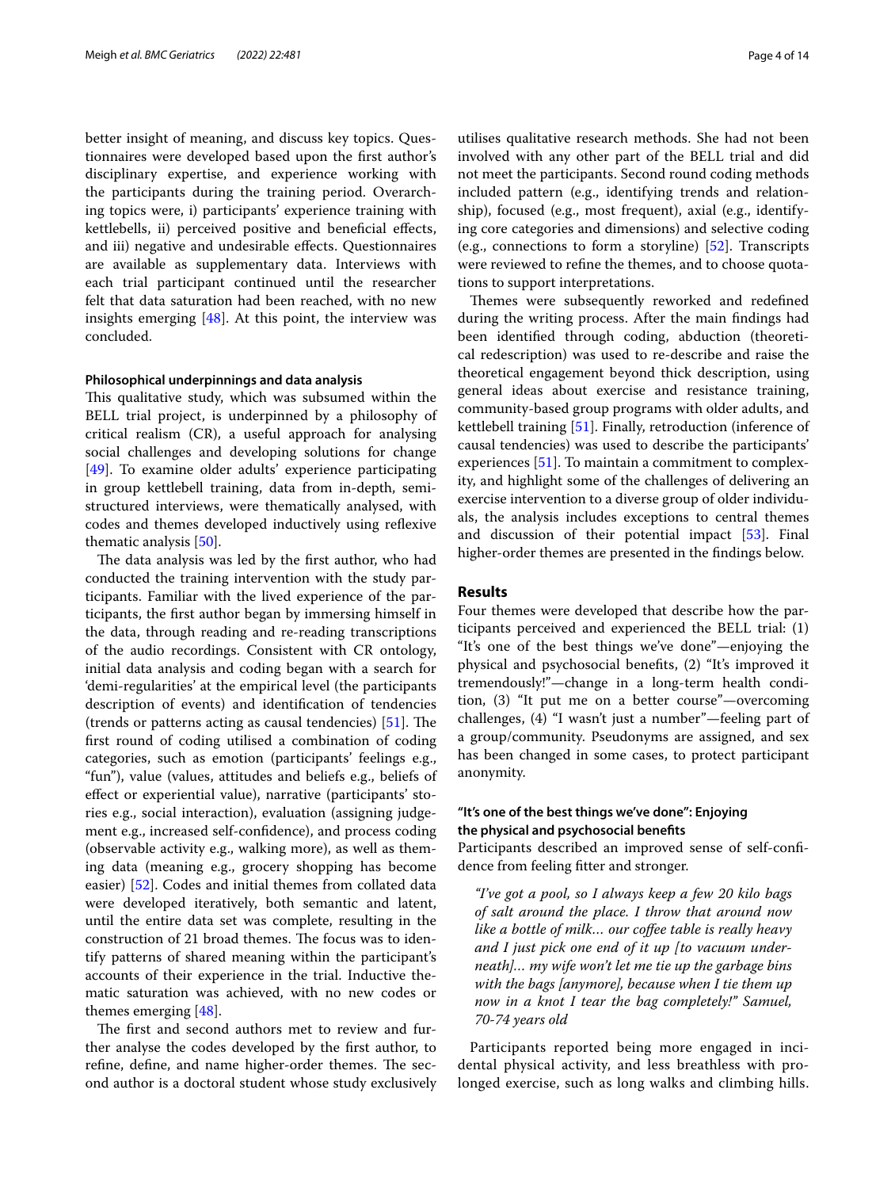better insight of meaning, and discuss key topics. Questionnaires were developed based upon the first author's disciplinary expertise, and experience working with the participants during the training period. Overarching topics were, i) participants' experience training with kettlebells, ii) perceived positive and beneficial effects, and iii) negative and undesirable effects. Questionnaires are available as supplementary data. Interviews with each trial participant continued until the researcher felt that data saturation had been reached, with no new insights emerging [48]. At this point, the interview was concluded.

#### Philosophical underpinnings and data analysis

This qualitative study, which was subsumed within the BELL trial project, is underpinned by a philosophy of critical realism (CR), a useful approach for analysing social challenges and developing solutions for change [49]. To examine older adults' experience participating in group kettlebell training, data from in-depth, semi-structured interviews, were thematically analysed, with codes and themes developed inductively using reflexive thematic analysis [50].

The data analysis was led by the first author, who had conducted the training intervention with the study participants. Familiar with the lived experience of the participants, the first author began by immersing himself in the data, through reading and re-reading transcriptions of the audio recordings. Consistent with CR ontology, initial data analysis and coding began with a search for 'demi-regularities' at the empirical level (the participants description of events) and identification of tendencies (trends or patterns acting as causal tendencies) [51]. The first round of coding utilised a combination of coding categories, such as emotion (participants' feelings e.g., "fun"), value (values, attitudes and beliefs e.g., beliefs of effect or experiential value), narrative (participants' stories e.g., social interaction), evaluation (assigning judgement e.g., increased self-confidence), and process coding (observable activity e.g., walking more), as well as theming data (meaning e.g., grocery shopping has become easier) [52]. Codes and initial themes from collated data were developed iteratively, both semantic and latent, until the entire data set was complete, resulting in the construction of 21 broad themes. The focus was to identify patterns of shared meaning within the participant's accounts of their experience in the trial. Inductive thematic saturation was achieved, with no new codes or themes emerging [48].

The first and second authors met to review and further analyse the codes developed by the first author, to refine, define, and name higher-order themes. The second author is a doctoral student whose study exclusively utilises qualitative research methods. She had not been involved with any other part of the BELL trial and did not meet the participants. Second round coding methods included pattern (e.g., identifying trends and relationship), focused (e.g., most frequent), axial (e.g., identifying core categories and dimensions) and selective coding (e.g., connections to form a storyline) [52]. Transcripts were reviewed to refine the themes, and to choose quotations to support interpretations.

Themes were subsequently reworked and redefined during the writing process. After the main findings had been identified through coding, abduction (theoretical redescription) was used to re-describe and raise the theoretical engagement beyond thick description, using general ideas about exercise and resistance training, community-based group programs with older adults, and kettlebell training [51]. Finally, retroduction (inference of causal tendencies) was used to describe the participants' experiences [51]. To maintain a commitment to complexity, and highlight some of the challenges of delivering an exercise intervention to a diverse group of older individuals, the analysis includes exceptions to central themes and discussion of their potential impact [53]. Final higher-order themes are presented in the findings below.

## Results

Four themes were developed that describe how the participants perceived and experienced the BELL trial: (1) "It's one of the best things we've done"—enjoying the physical and psychosocial benefits, (2) "It's improved it tremendously!"—change in a long-term health condition, (3) "It put me on a better course"—overcoming challenges, (4) "I wasn't just a number"—feeling part of a group/community. Pseudonyms are assigned, and sex has been changed in some cases, to protect participant anonymity.

### "It's one of the best things we've done": Enjoying the physical and psychosocial benefits

Participants described an improved sense of self-confidence from feeling fitter and stronger.

> *"I've got a pool, so I always keep a few 20 kilo bags of salt around the place. I throw that around now like a bottle of milk… our coffee table is really heavy and I just pick one end of it up [to vacuum underneath]… my wife won't let me tie up the garbage bins with the bags [anymore], because when I tie them up now in a knot I tear the bag completely!" Samuel, 70-74 years old*

Participants reported being more engaged in incidental physical activity, and less breathless with prolonged exercise, such as long walks and climbing hills.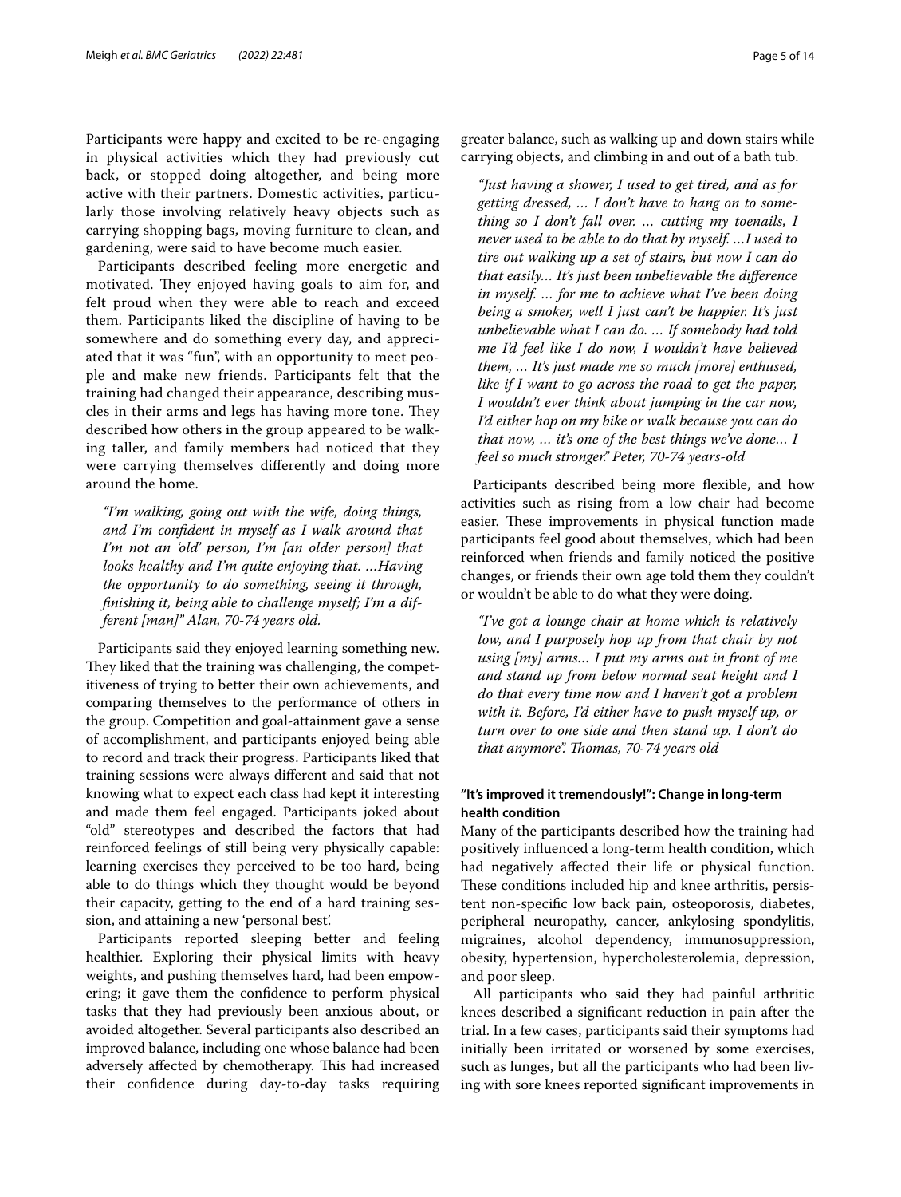Participants were happy and excited to be re-engaging in physical activities which they had previously cut back, or stopped doing altogether, and being more active with their partners. Domestic activities, particularly those involving relatively heavy objects such as carrying shopping bags, moving furniture to clean, and gardening, were said to have become much easier.

Participants described feeling more energetic and motivated. They enjoyed having goals to aim for, and felt proud when they were able to reach and exceed them. Participants liked the discipline of having to be somewhere and do something every day, and appreciated that it was "fun", with an opportunity to meet people and make new friends. Participants felt that the training had changed their appearance, describing muscles in their arms and legs has having more tone. They described how others in the group appeared to be walking taller, and family members had noticed that they were carrying themselves differently and doing more around the home.

> *"I'm walking, going out with the wife, doing things, and I'm confident in myself as I walk around that I'm not an 'old' person, I'm [an older person] that looks healthy and I'm quite enjoying that. …Having the opportunity to do something, seeing it through, finishing it, being able to challenge myself; I'm a different [man]" Alan, 70-74 years old.*

Participants said they enjoyed learning something new. They liked that the training was challenging, the competitiveness of trying to better their own achievements, and comparing themselves to the performance of others in the group. Competition and goal-attainment gave a sense of accomplishment, and participants enjoyed being able to record and track their progress. Participants liked that training sessions were always different and said that not knowing what to expect each class had kept it interesting and made them feel engaged. Participants joked about "old" stereotypes and described the factors that had reinforced feelings of still being very physically capable: learning exercises they perceived to be too hard, being able to do things which they thought would be beyond their capacity, getting to the end of a hard training session, and attaining a new 'personal best'.

Participants reported sleeping better and feeling healthier. Exploring their physical limits with heavy weights, and pushing themselves hard, had been empowering; it gave them the confidence to perform physical tasks that they had previously been anxious about, or avoided altogether. Several participants also described an improved balance, including one whose balance had been adversely affected by chemotherapy. This had increased their confidence during day-to-day tasks requiring greater balance, such as walking up and down stairs while carrying objects, and climbing in and out of a bath tub.

> *"Just having a shower, I used to get tired, and as for getting dressed, … I don't have to hang on to something so I don't fall over. … cutting my toenails, I never used to be able to do that by myself. …I used to tire out walking up a set of stairs, but now I can do that easily… It's just been unbelievable the difference in myself. … for me to achieve what I've been doing being a smoker, well I just can't be happier. It's just unbelievable what I can do. … If somebody had told me I'd feel like I do now, I wouldn't have believed them, … It's just made me so much [more] enthused, like if I want to go across the road to get the paper, I wouldn't ever think about jumping in the car now, I'd either hop on my bike or walk because you can do that now, … it's one of the best things we've done… I feel so much stronger." Peter, 70-74 years-old*

Participants described being more flexible, and how activities such as rising from a low chair had become easier. These improvements in physical function made participants feel good about themselves, which had been reinforced when friends and family noticed the positive changes, or friends their own age told them they couldn't or wouldn't be able to do what they were doing.

> *"I've got a lounge chair at home which is relatively low, and I purposely hop up from that chair by not using [my] arms… I put my arms out in front of me and stand up from below normal seat height and I do that every time now and I haven't got a problem with it. Before, I'd either have to push myself up, or turn over to one side and then stand up. I don't do that anymore". Thomas, 70-74 years old*

#### "It's improved it tremendously!": Change in long-term health condition

Many of the participants described how the training had positively influenced a long-term health condition, which had negatively affected their life or physical function. These conditions included hip and knee arthritis, persistent non-specific low back pain, osteoporosis, diabetes, peripheral neuropathy, cancer, ankylosing spondylitis, migraines, alcohol dependency, immunosuppression, obesity, hypertension, hypercholesterolemia, depression, and poor sleep.

All participants who said they had painful arthritic knees described a significant reduction in pain after the trial. In a few cases, participants said their symptoms had initially been irritated or worsened by some exercises, such as lunges, but all the participants who had been living with sore knees reported significant improvements in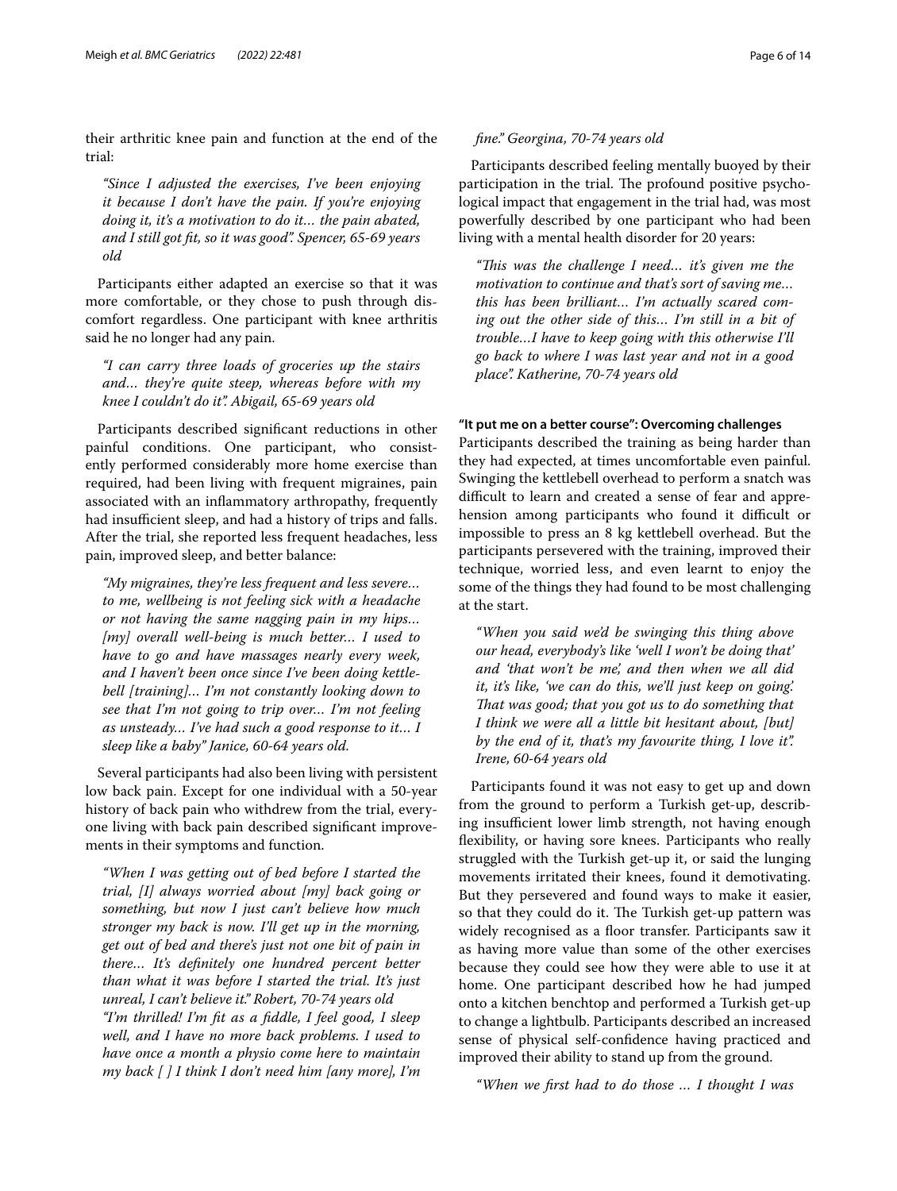their arthritic knee pain and function at the end of the trial:

> *"Since I adjusted the exercises, I've been enjoying it because I don't have the pain. If you're enjoying doing it, it's a motivation to do it… the pain abated, and I still got fit, so it was good". Spencer, 65-69 years old*

Participants either adapted an exercise so that it was more comfortable, or they chose to push through discomfort regardless. One participant with knee arthritis said he no longer had any pain.

> *"I can carry three loads of groceries up the stairs and… they're quite steep, whereas before with my knee I couldn't do it". Abigail, 65-69 years old*

Participants described significant reductions in other painful conditions. One participant, who consistently performed considerably more home exercise than required, had been living with frequent migraines, pain associated with an inflammatory arthropathy, frequently had insufficient sleep, and had a history of trips and falls. After the trial, she reported less frequent headaches, less pain, improved sleep, and better balance:

> *"My migraines, they're less frequent and less severe… to me, wellbeing is not feeling sick with a headache or not having the same nagging pain in my hips… [my] overall well-being is much better… I used to have to go and have massages nearly every week, and I haven't been once since I've been doing kettlebell [training]… I'm not constantly looking down to see that I'm not going to trip over… I'm not feeling as unsteady… I've had such a good response to it… I sleep like a baby" Janice, 60-64 years old.*

Several participants had also been living with persistent low back pain. Except for one individual with a 50-year history of back pain who withdrew from the trial, everyone living with back pain described significant improvements in their symptoms and function.

> *"When I was getting out of bed before I started the trial, [I] always worried about [my] back going or something, but now I just can't believe how much stronger my back is now. I'll get up in the morning, get out of bed and there's just not one bit of pain in there… It's definitely one hundred percent better than what it was before I started the trial. It's just unreal, I can't believe it." Robert, 70-74 years old*
>
> *"I'm thrilled! I'm fit as a fiddle, I feel good, I sleep well, and I have no more back problems. I used to have once a month a physio come here to maintain my back [ ] I think I don't need him [any more], I'm fine." Georgina, 70-74 years old*

Participants described feeling mentally buoyed by their participation in the trial. The profound positive psychological impact that engagement in the trial had, was most powerfully described by one participant who had been living with a mental health disorder for 20 years:

> *"This was the challenge I need… it's given me the motivation to continue and that's sort of saving me… this has been brilliant… I'm actually scared coming out the other side of this… I'm still in a bit of trouble…I have to keep going with this otherwise I'll go back to where I was last year and not in a good place". Katherine, 70-74 years old*

#### "It put me on a better course": Overcoming challenges

Participants described the training as being harder than they had expected, at times uncomfortable even painful. Swinging the kettlebell overhead to perform a snatch was difficult to learn and created a sense of fear and apprehension among participants who found it difficult or impossible to press an 8 kg kettlebell overhead. But the participants persevered with the training, improved their technique, worried less, and even learnt to enjoy the some of the things they had found to be most challenging at the start.

> *"When you said we'd be swinging this thing above our head, everybody's like 'well I won't be doing that' and 'that won't be me', and then when we all did it, it's like, 'we can do this, we'll just keep on going'. That was good; that you got us to do something that I think we were all a little bit hesitant about, [but] by the end of it, that's my favourite thing, I love it". Irene, 60-64 years old*

Participants found it was not easy to get up and down from the ground to perform a Turkish get-up, describing insufficient lower limb strength, not having enough flexibility, or having sore knees. Participants who really struggled with the Turkish get-up it, or said the lunging movements irritated their knees, found it demotivating. But they persevered and found ways to make it easier, so that they could do it. The Turkish get-up pattern was widely recognised as a floor transfer. Participants saw it as having more value than some of the other exercises because they could see how they were able to use it at home. One participant described how he had jumped onto a kitchen benchtop and performed a Turkish get-up to change a lightbulb. Participants described an increased sense of physical self-confidence having practiced and improved their ability to stand up from the ground.

> *"When we first had to do those … I thought I was*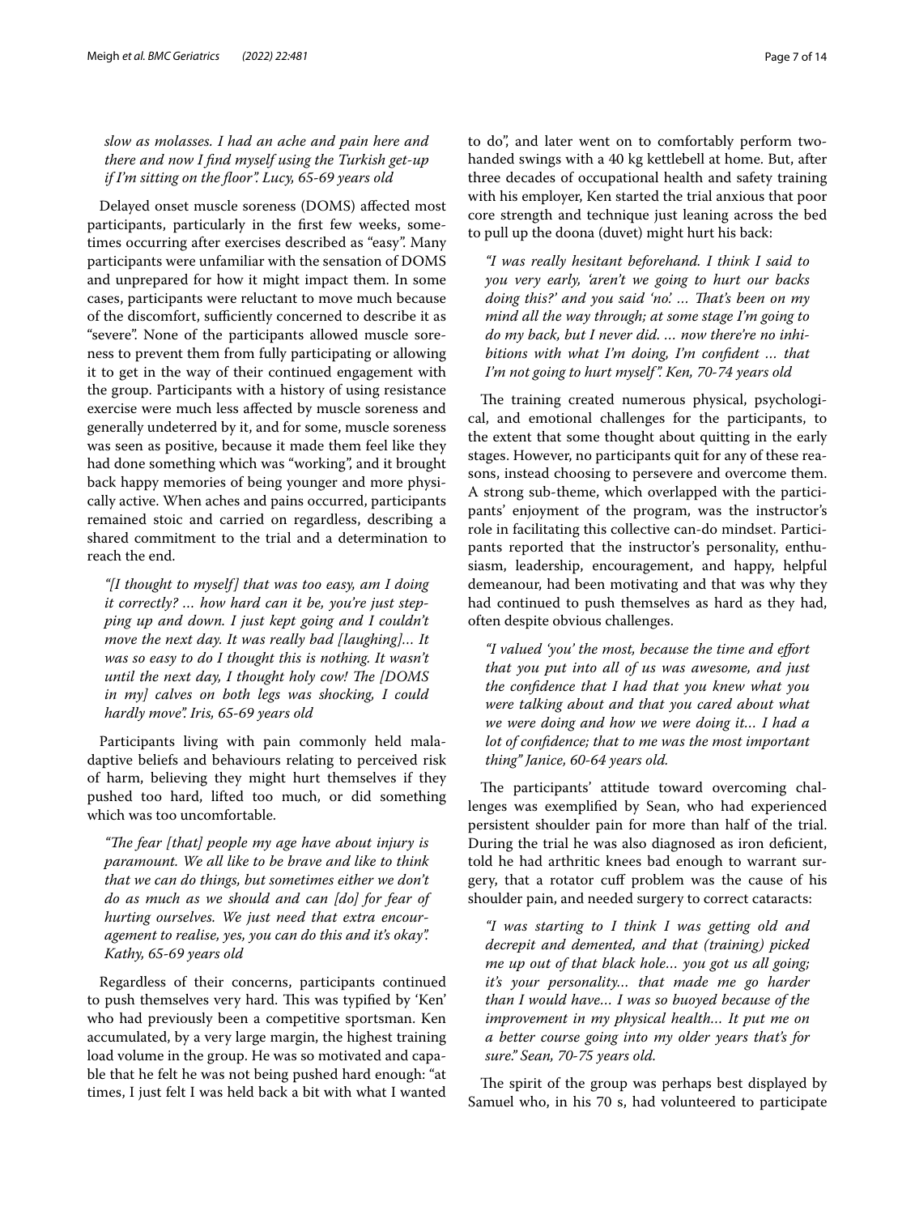*slow as molasses. I had an ache and pain here and there and now I find myself using the Turkish get-up if I'm sitting on the floor". Lucy, 65-69 years old*

Delayed onset muscle soreness (DOMS) affected most participants, particularly in the first few weeks, sometimes occurring after exercises described as "easy". Many participants were unfamiliar with the sensation of DOMS and unprepared for how it might impact them. In some cases, participants were reluctant to move much because of the discomfort, sufficiently concerned to describe it as "severe". None of the participants allowed muscle soreness to prevent them from fully participating or allowing it to get in the way of their continued engagement with the group. Participants with a history of using resistance exercise were much less affected by muscle soreness and generally undeterred by it, and for some, muscle soreness was seen as positive, because it made them feel like they had done something which was "working", and it brought back happy memories of being younger and more physically active. When aches and pains occurred, participants remained stoic and carried on regardless, describing a shared commitment to the trial and a determination to reach the end.

> *"[I thought to myself] that was too easy, am I doing it correctly? … how hard can it be, you're just stepping up and down. I just kept going and I couldn't move the next day. It was really bad [laughing]… It was so easy to do I thought this is nothing. It wasn't until the next day, I thought holy cow! The [DOMS in my] calves on both legs was shocking, I could hardly move". Iris, 65-69 years old*

Participants living with pain commonly held maladaptive beliefs and behaviours relating to perceived risk of harm, believing they might hurt themselves if they pushed too hard, lifted too much, or did something which was too uncomfortable.

> *"The fear [that] people my age have about injury is paramount. We all like to be brave and like to think that we can do things, but sometimes either we don't do as much as we should and can [do] for fear of hurting ourselves. We just need that extra encouragement to realise, yes, you can do this and it's okay". Kathy, 65-69 years old*

Regardless of their concerns, participants continued to push themselves very hard. This was typified by 'Ken' who had previously been a competitive sportsman. Ken accumulated, by a very large margin, the highest training load volume in the group. He was so motivated and capable that he felt he was not being pushed hard enough: "at times, I just felt I was held back a bit with what I wanted to do", and later went on to comfortably perform two-handed swings with a 40 kg kettlebell at home. But, after three decades of occupational health and safety training with his employer, Ken started the trial anxious that poor core strength and technique just leaning across the bed to pull up the doona (duvet) might hurt his back:

> *"I was really hesitant beforehand. I think I said to you very early, 'aren't we going to hurt our backs doing this?' and you said 'no'. … That's been on my mind all the way through; at some stage I'm going to do my back, but I never did. … now there're no inhibitions with what I'm doing, I'm confident … that I'm not going to hurt myself". Ken, 70-74 years old*

The training created numerous physical, psychological, and emotional challenges for the participants, to the extent that some thought about quitting in the early stages. However, no participants quit for any of these reasons, instead choosing to persevere and overcome them. A strong sub-theme, which overlapped with the participants' enjoyment of the program, was the instructor's role in facilitating this collective can-do mindset. Participants reported that the instructor's personality, enthusiasm, leadership, encouragement, and happy, helpful demeanour, had been motivating and that was why they had continued to push themselves as hard as they had, often despite obvious challenges.

> *"I valued 'you' the most, because the time and effort that you put into all of us was awesome, and just the confidence that I had that you knew what you were talking about and that you cared about what we were doing and how we were doing it… I had a lot of confidence; that to me was the most important thing" Janice, 60-64 years old.*

The participants' attitude toward overcoming challenges was exemplified by Sean, who had experienced persistent shoulder pain for more than half of the trial. During the trial he was also diagnosed as iron deficient, told he had arthritic knees bad enough to warrant surgery, that a rotator cuff problem was the cause of his shoulder pain, and needed surgery to correct cataracts:

> *"I was starting to I think I was getting old and decrepit and demented, and that (training) picked me up out of that black hole… you got us all going; it's your personality… that made me go harder than I would have… I was so buoyed because of the improvement in my physical health… It put me on a better course going into my older years that's for sure." Sean, 70-75 years old.*

The spirit of the group was perhaps best displayed by Samuel who, in his 70 s, had volunteered to participate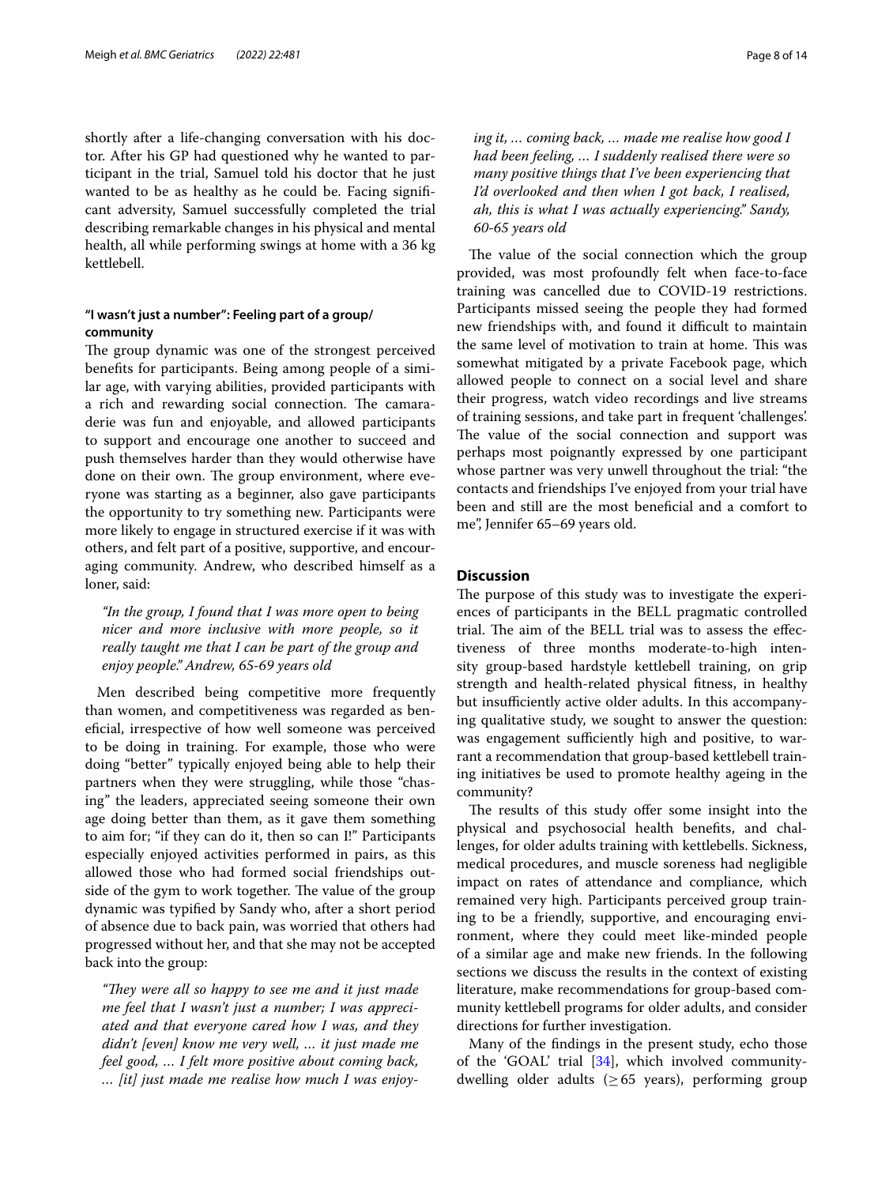shortly after a life-changing conversation with his doctor. After his GP had questioned why he wanted to participant in the trial, Samuel told his doctor that he just wanted to be as healthy as he could be. Facing significant adversity, Samuel successfully completed the trial describing remarkable changes in his physical and mental health, all while performing swings at home with a 36 kg kettlebell.

#### "I wasn't just a number": Feeling part of a group/community

The group dynamic was one of the strongest perceived benefits for participants. Being among people of a similar age, with varying abilities, provided participants with a rich and rewarding social connection. The camaraderie was fun and enjoyable, and allowed participants to support and encourage one another to succeed and push themselves harder than they would otherwise have done on their own. The group environment, where everyone was starting as a beginner, also gave participants the opportunity to try something new. Participants were more likely to engage in structured exercise if it was with others, and felt part of a positive, supportive, and encouraging community. Andrew, who described himself as a loner, said:

> *"In the group, I found that I was more open to being nicer and more inclusive with more people, so it really taught me that I can be part of the group and enjoy people." Andrew, 65-69 years old*

Men described being competitive more frequently than women, and competitiveness was regarded as beneficial, irrespective of how well someone was perceived to be doing in training. For example, those who were doing "better" typically enjoyed being able to help their partners when they were struggling, while those "chasing" the leaders, appreciated seeing someone their own age doing better than them, as it gave them something to aim for; "if they can do it, then so can I!" Participants especially enjoyed activities performed in pairs, as this allowed those who had formed social friendships outside of the gym to work together. The value of the group dynamic was typified by Sandy who, after a short period of absence due to back pain, was worried that others had progressed without her, and that she may not be accepted back into the group:

> *"They were all so happy to see me and it just made me feel that I wasn't just a number; I was appreciated and that everyone cared how I was, and they didn't [even] know me very well, … it just made me feel good, … I felt more positive about coming back, … [it] just made me realise how much I was enjoying it, … coming back, … made me realise how good I had been feeling, … I suddenly realised there were so many positive things that I've been experiencing that I'd overlooked and then when I got back, I realised, ah, this is what I was actually experiencing." Sandy, 60-65 years old*

The value of the social connection which the group provided, was most profoundly felt when face-to-face training was cancelled due to COVID-19 restrictions. Participants missed seeing the people they had formed new friendships with, and found it difficult to maintain the same level of motivation to train at home. This was somewhat mitigated by a private Facebook page, which allowed people to connect on a social level and share their progress, watch video recordings and live streams of training sessions, and take part in frequent 'challenges'. The value of the social connection and support was perhaps most poignantly expressed by one participant whose partner was very unwell throughout the trial: "the contacts and friendships I've enjoyed from your trial have been and still are the most beneficial and a comfort to me", Jennifer 65–69 years old.

## Discussion

The purpose of this study was to investigate the experiences of participants in the BELL pragmatic controlled trial. The aim of the BELL trial was to assess the effectiveness of three months moderate-to-high intensity group-based hardstyle kettlebell training, on grip strength and health-related physical fitness, in healthy but insufficiently active older adults. In this accompanying qualitative study, we sought to answer the question: was engagement sufficiently high and positive, to warrant a recommendation that group-based kettlebell training initiatives be used to promote healthy ageing in the community?

The results of this study offer some insight into the physical and psychosocial health benefits, and challenges, for older adults training with kettlebells. Sickness, medical procedures, and muscle soreness had negligible impact on rates of attendance and compliance, which remained very high. Participants perceived group training to be a friendly, supportive, and encouraging environment, where they could meet like-minded people of a similar age and make new friends. In the following sections we discuss the results in the context of existing literature, make recommendations for group-based community kettlebell programs for older adults, and consider directions for further investigation.

Many of the findings in the present study, echo those of the 'GOAL' trial [34], which involved community-dwelling older adults ($\geq 65$ years), performing group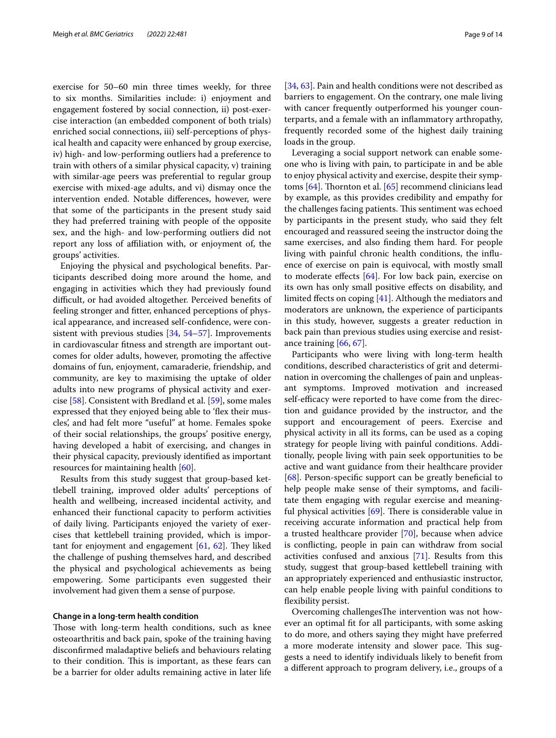exercise for 50–60 min three times weekly, for three to six months. Similarities include: i) enjoyment and engagement fostered by social connection, ii) post-exercise interaction (an embedded component of both trials) enriched social connections, iii) self-perceptions of physical health and capacity were enhanced by group exercise, iv) high- and low-performing outliers had a preference to train with others of a similar physical capacity, v) training with similar-age peers was preferential to regular group exercise with mixed-age adults, and vi) dismay once the intervention ended. Notable differences, however, were that some of the participants in the present study said they had preferred training with people of the opposite sex, and the high- and low-performing outliers did not report any loss of affiliation with, or enjoyment of, the groups' activities.

Enjoying the physical and psychological benefits. Participants described doing more around the home, and engaging in activities which they had previously found difficult, or had avoided altogether. Perceived benefits of feeling stronger and fitter, enhanced perceptions of physical appearance, and increased self-confidence, were consistent with previous studies [34, 54–57]. Improvements in cardiovascular fitness and strength are important outcomes for older adults, however, promoting the affective domains of fun, enjoyment, camaraderie, friendship, and community, are key to maximising the uptake of older adults into new programs of physical activity and exercise [58]. Consistent with Bredland et al. [59], some males expressed that they enjoyed being able to 'flex their muscles', and had felt more "useful" at home. Females spoke of their social relationships, the groups' positive energy, having developed a habit of exercising, and changes in their physical capacity, previously identified as important resources for maintaining health [60].

Results from this study suggest that group-based kettlebell training, improved older adults' perceptions of health and wellbeing, increased incidental activity, and enhanced their functional capacity to perform activities of daily living. Participants enjoyed the variety of exercises that kettlebell training provided, which is important for enjoyment and engagement [61, 62]. They liked the challenge of pushing themselves hard, and described the physical and psychological achievements as being empowering. Some participants even suggested their involvement had given them a sense of purpose.

#### Change in a long-term health condition

Those with long-term health conditions, such as knee osteoarthritis and back pain, spoke of the training having disconfirmed maladaptive beliefs and behaviours relating to their condition. This is important, as these fears can be a barrier for older adults remaining active in later life [34, 63]. Pain and health conditions were not described as barriers to engagement. On the contrary, one male living with cancer frequently outperformed his younger counterparts, and a female with an inflammatory arthropathy, frequently recorded some of the highest daily training loads in the group.

Leveraging a social support network can enable someone who is living with pain, to participate in and be able to enjoy physical activity and exercise, despite their symptoms [64]. Thornton et al. [65] recommend clinicians lead by example, as this provides credibility and empathy for the challenges facing patients. This sentiment was echoed by participants in the present study, who said they felt encouraged and reassured seeing the instructor doing the same exercises, and also finding them hard. For people living with painful chronic health conditions, the influence of exercise on pain is equivocal, with mostly small to moderate effects [64]. For low back pain, exercise on its own has only small positive effects on disability, and limited ffects on coping [41]. Although the mediators and moderators are unknown, the experience of participants in this study, however, suggests a greater reduction in back pain than previous studies using exercise and resistance training [66, 67].

Participants who were living with long-term health conditions, described characteristics of grit and determination in overcoming the challenges of pain and unpleasant symptoms. Improved motivation and increased self-efficacy were reported to have come from the direction and guidance provided by the instructor, and the support and encouragement of peers. Exercise and physical activity in all its forms, can be used as a coping strategy for people living with painful conditions. Additionally, people living with pain seek opportunities to be active and want guidance from their healthcare provider [68]. Person-specific support can be greatly beneficial to help people make sense of their symptoms, and facilitate them engaging with regular exercise and meaningful physical activities [69]. There is considerable value in receiving accurate information and practical help from a trusted healthcare provider [70], because when advice is conflicting, people in pain can withdraw from social activities confused and anxious [71]. Results from this study, suggest that group-based kettlebell training with an appropriately experienced and enthusiastic instructor, can help enable people living with painful conditions to flexibility persist.

Overcoming challengesThe intervention was not however an optimal fit for all participants, with some asking to do more, and others saying they might have preferred a more moderate intensity and slower pace. This suggests a need to identify individuals likely to benefit from a different approach to program delivery, i.e., groups of a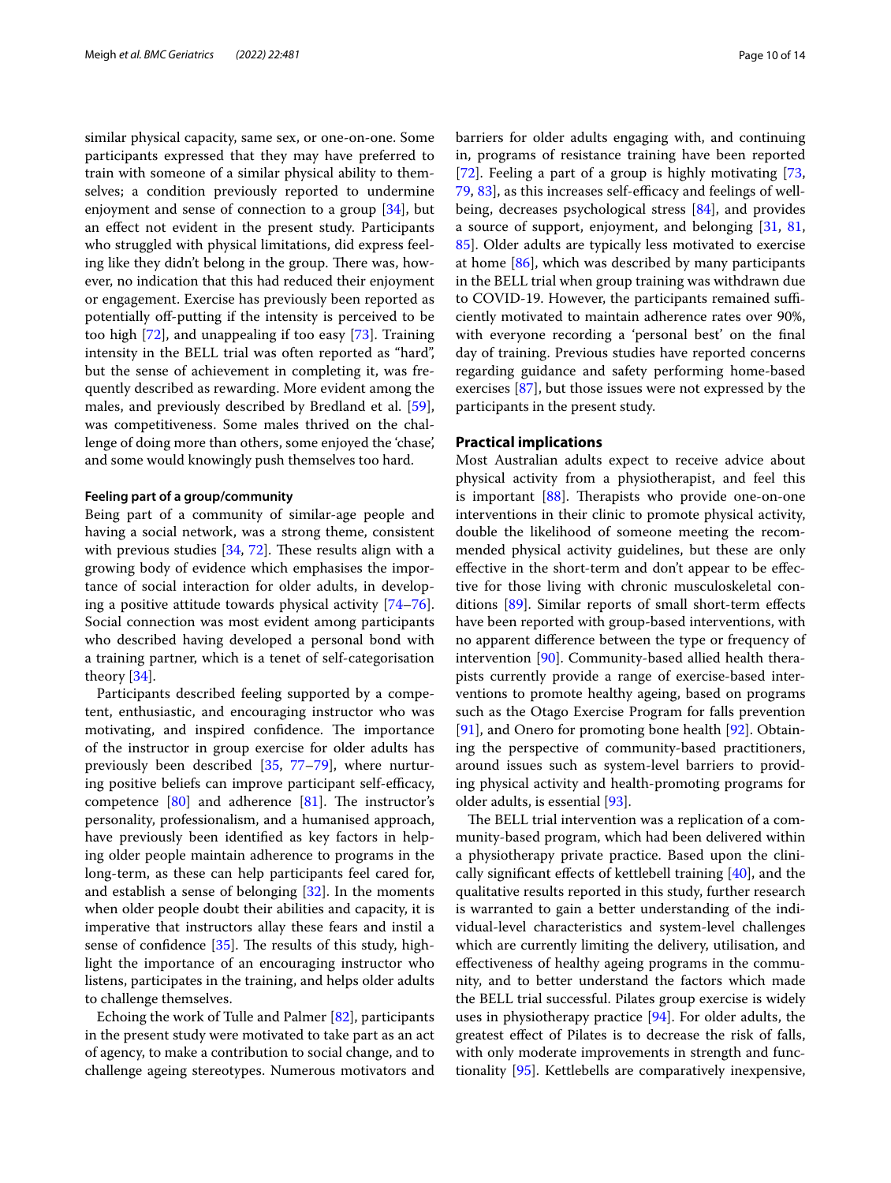similar physical capacity, same sex, or one-on-one. Some participants expressed that they may have preferred to train with someone of a similar physical ability to themselves; a condition previously reported to undermine enjoyment and sense of connection to a group [34], but an effect not evident in the present study. Participants who struggled with physical limitations, did express feeling like they didn't belong in the group. There was, however, no indication that this had reduced their enjoyment or engagement. Exercise has previously been reported as potentially off-putting if the intensity is perceived to be too high [72], and unappealing if too easy [73]. Training intensity in the BELL trial was often reported as "hard", but the sense of achievement in completing it, was frequently described as rewarding. More evident among the males, and previously described by Bredland et al. [59], was competitiveness. Some males thrived on the challenge of doing more than others, some enjoyed the 'chase', and some would knowingly push themselves too hard.

#### Feeling part of a group/community

Being part of a community of similar-age people and having a social network, was a strong theme, consistent with previous studies [34, 72]. These results align with a growing body of evidence which emphasises the importance of social interaction for older adults, in developing a positive attitude towards physical activity [74–76]. Social connection was most evident among participants who described having developed a personal bond with a training partner, which is a tenet of self-categorisation theory [34].

Participants described feeling supported by a competent, enthusiastic, and encouraging instructor who was motivating, and inspired confidence. The importance of the instructor in group exercise for older adults has previously been described [35, 77–79], where nurturing positive beliefs can improve participant self-efficacy, competence [80] and adherence [81]. The instructor's personality, professionalism, and a humanised approach, have previously been identified as key factors in helping older people maintain adherence to programs in the long-term, as these can help participants feel cared for, and establish a sense of belonging [32]. In the moments when older people doubt their abilities and capacity, it is imperative that instructors allay these fears and instil a sense of confidence [35]. The results of this study, highlight the importance of an encouraging instructor who listens, participates in the training, and helps older adults to challenge themselves.

Echoing the work of Tulle and Palmer [82], participants in the present study were motivated to take part as an act of agency, to make a contribution to social change, and to challenge ageing stereotypes. Numerous motivators and barriers for older adults engaging with, and continuing in, programs of resistance training have been reported [72]. Feeling a part of a group is highly motivating [73, 79, 83], as this increases self-efficacy and feelings of wellbeing, decreases psychological stress [84], and provides a source of support, enjoyment, and belonging [31, 81, 85]. Older adults are typically less motivated to exercise at home [86], which was described by many participants in the BELL trial when group training was withdrawn due to COVID-19. However, the participants remained sufficiently motivated to maintain adherence rates over 90%, with everyone recording a 'personal best' on the final day of training. Previous studies have reported concerns regarding guidance and safety performing home-based exercises [87], but those issues were not expressed by the participants in the present study.

### Practical implications

Most Australian adults expect to receive advice about physical activity from a physiotherapist, and feel this is important [88]. Therapists who provide one-on-one interventions in their clinic to promote physical activity, double the likelihood of someone meeting the recommended physical activity guidelines, but these are only effective in the short-term and don't appear to be effective for those living with chronic musculoskeletal conditions [89]. Similar reports of small short-term effects have been reported with group-based interventions, with no apparent difference between the type or frequency of intervention [90]. Community-based allied health therapists currently provide a range of exercise-based interventions to promote healthy ageing, based on programs such as the Otago Exercise Program for falls prevention [91], and Onero for promoting bone health [92]. Obtaining the perspective of community-based practitioners, around issues such as system-level barriers to providing physical activity and health-promoting programs for older adults, is essential [93].

The BELL trial intervention was a replication of a community-based program, which had been delivered within a physiotherapy private practice. Based upon the clinically significant effects of kettlebell training [40], and the qualitative results reported in this study, further research is warranted to gain a better understanding of the individual-level characteristics and system-level challenges which are currently limiting the delivery, utilisation, and effectiveness of healthy ageing programs in the community, and to better understand the factors which made the BELL trial successful. Pilates group exercise is widely uses in physiotherapy practice [94]. For older adults, the greatest effect of Pilates is to decrease the risk of falls, with only moderate improvements in strength and functionality [95]. Kettlebells are comparatively inexpensive,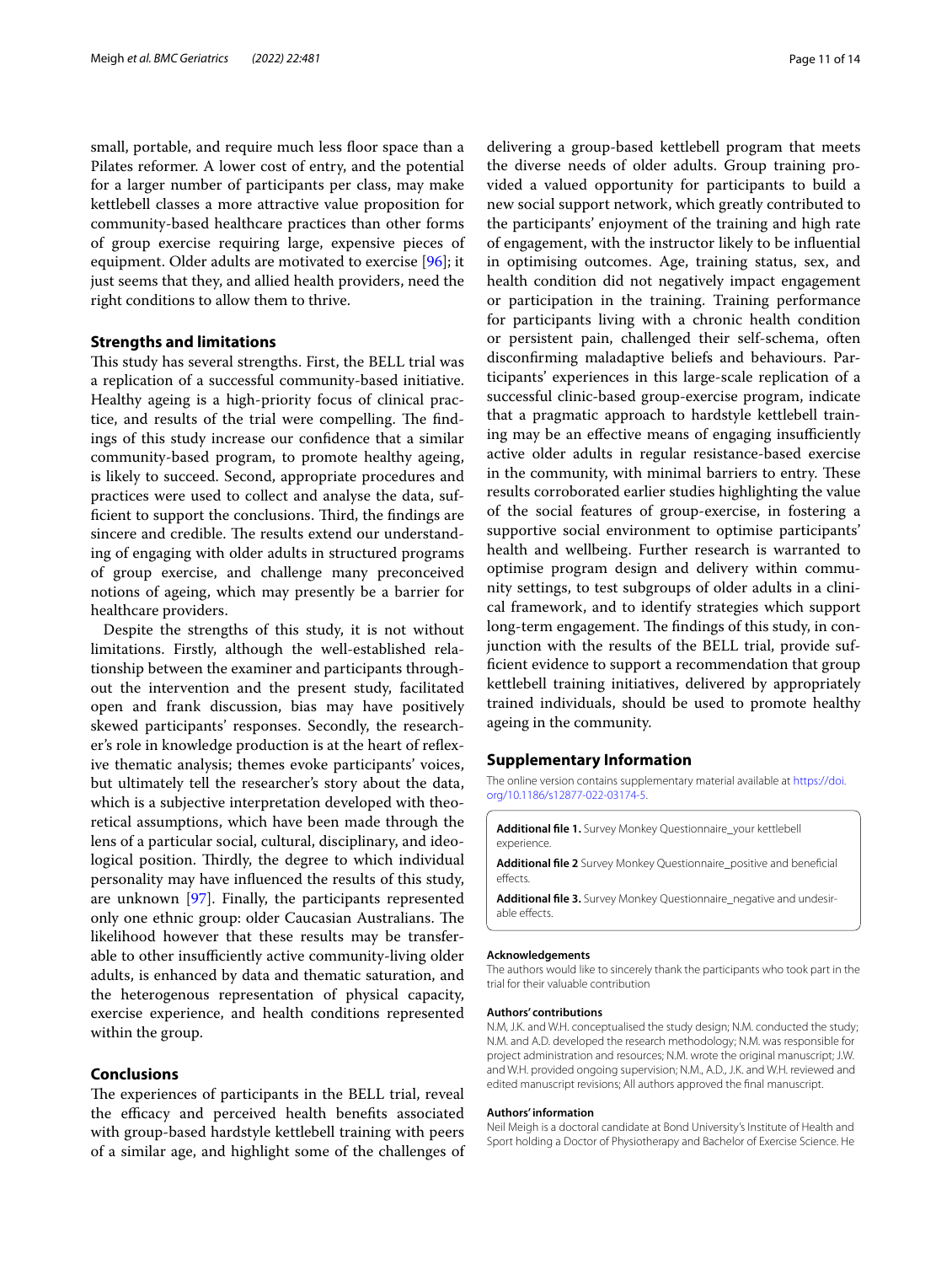small, portable, and require much less floor space than a Pilates reformer. A lower cost of entry, and the potential for a larger number of participants per class, may make kettlebell classes a more attractive value proposition for community-based healthcare practices than other forms of group exercise requiring large, expensive pieces of equipment. Older adults are motivated to exercise [96]; it just seems that they, and allied health providers, need the right conditions to allow them to thrive.

### Strengths and limitations

This study has several strengths. First, the BELL trial was a replication of a successful community-based initiative. Healthy ageing is a high-priority focus of clinical practice, and results of the trial were compelling. The findings of this study increase our confidence that a similar community-based program, to promote healthy ageing, is likely to succeed. Second, appropriate procedures and practices were used to collect and analyse the data, sufficient to support the conclusions. Third, the findings are sincere and credible. The results extend our understanding of engaging with older adults in structured programs of group exercise, and challenge many preconceived notions of ageing, which may presently be a barrier for healthcare providers.

Despite the strengths of this study, it is not without limitations. Firstly, although the well-established relationship between the examiner and participants throughout the intervention and the present study, facilitated open and frank discussion, bias may have positively skewed participants' responses. Secondly, the researcher's role in knowledge production is at the heart of reflexive thematic analysis; themes evoke participants' voices, but ultimately tell the researcher's story about the data, which is a subjective interpretation developed with theoretical assumptions, which have been made through the lens of a particular social, cultural, disciplinary, and ideological position. Thirdly, the degree to which individual personality may have influenced the results of this study, are unknown [97]. Finally, the participants represented only one ethnic group: older Caucasian Australians. The likelihood however that these results may be transferable to other insufficiently active community-living older adults, is enhanced by data and thematic saturation, and the heterogenous representation of physical capacity, exercise experience, and health conditions represented within the group.

## Conclusions

The experiences of participants in the BELL trial, reveal the efficacy and perceived health benefits associated with group-based hardstyle kettlebell training with peers of a similar age, and highlight some of the challenges of delivering a group-based kettlebell program that meets the diverse needs of older adults. Group training provided a valued opportunity for participants to build a new social support network, which greatly contributed to the participants' enjoyment of the training and high rate of engagement, with the instructor likely to be influential in optimising outcomes. Age, training status, sex, and health condition did not negatively impact engagement or participation in the training. Training performance for participants living with a chronic health condition or persistent pain, challenged their self-schema, often disconfirming maladaptive beliefs and behaviours. Participants' experiences in this large-scale replication of a successful clinic-based group-exercise program, indicate that a pragmatic approach to hardstyle kettlebell training may be an effective means of engaging insufficiently active older adults in regular resistance-based exercise in the community, with minimal barriers to entry. These results corroborated earlier studies highlighting the value of the social features of group-exercise, in fostering a supportive social environment to optimise participants' health and wellbeing. Further research is warranted to optimise program design and delivery within community settings, to test subgroups of older adults in a clinical framework, and to identify strategies which support long-term engagement. The findings of this study, in conjunction with the results of the BELL trial, provide sufficient evidence to support a recommendation that group kettlebell training initiatives, delivered by appropriately trained individuals, should be used to promote healthy ageing in the community.

## Supplementary Information

The online version contains supplementary material available at https://doi.org/10.1186/s12877-022-03174-5.

**Additional file 1.** Survey Monkey Questionnaire_your kettlebell experience.

**Additional file 2** Survey Monkey Questionnaire_positive and beneficial effects.

**Additional file 3.** Survey Monkey Questionnaire_negative and undesirable effects.

#### Acknowledgements

The authors would like to sincerely thank the participants who took part in the trial for their valuable contribution

#### Authors' contributions

N.M, J.K. and W.H. conceptualised the study design; N.M. conducted the study; N.M. and A.D. developed the research methodology; N.M. was responsible for project administration and resources; N.M. wrote the original manuscript; J.W. and W.H. provided ongoing supervision; N.M., A.D., J.K. and W.H. reviewed and edited manuscript revisions; All authors approved the final manuscript.

#### Authors' information

Neil Meigh is a doctoral candidate at Bond University's Institute of Health and Sport holding a Doctor of Physiotherapy and Bachelor of Exercise Science. He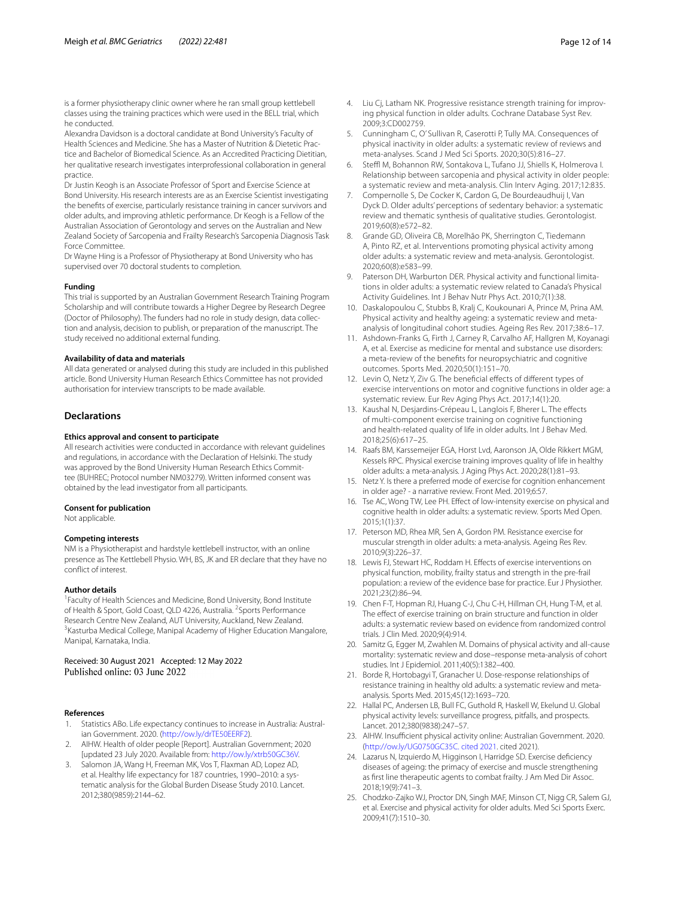is a former physiotherapy clinic owner where he ran small group kettlebell classes using the training practices which were used in the BELL trial, which he conducted.

Alexandra Davidson is a doctoral candidate at Bond University's Faculty of Health Sciences and Medicine. She has a Master of Nutrition & Dietetic Practice and Bachelor of Biomedical Science. As an Accredited Practicing Dietitian, her qualitative research investigates interprofessional collaboration in general practice.

Dr Justin Keogh is an Associate Professor of Sport and Exercise Science at Bond University. His research interests are as an Exercise Scientist investigating the benefits of exercise, particularly resistance training in cancer survivors and older adults, and improving athletic performance. Dr Keogh is a Fellow of the Australian Association of Gerontology and serves on the Australian and New Zealand Society of Sarcopenia and Frailty Research's Sarcopenia Diagnosis Task Force Committee.

Dr Wayne Hing is a Professor of Physiotherapy at Bond University who has supervised over 70 doctoral students to completion.

#### Funding

This trial is supported by an Australian Government Research Training Program Scholarship and will contribute towards a Higher Degree by Research Degree (Doctor of Philosophy). The funders had no role in study design, data collection and analysis, decision to publish, or preparation of the manuscript. The study received no additional external funding.

#### Availability of data and materials

All data generated or analysed during this study are included in this published article. Bond University Human Research Ethics Committee has not provided authorisation for interview transcripts to be made available.

## Declarations

#### Ethics approval and consent to participate

All research activities were conducted in accordance with relevant guidelines and regulations, in accordance with the Declaration of Helsinki. The study was approved by the Bond University Human Research Ethics Committee (BUHREC; Protocol number NM03279). Written informed consent was obtained by the lead investigator from all participants.

#### Consent for publication

Not applicable.

#### Competing interests

NM is a Physiotherapist and hardstyle kettlebell instructor, with an online presence as The Kettlebell Physio. WH, BS, JK and ER declare that they have no conflict of interest.

#### Author details

[1]Faculty of Health Sciences and Medicine, Bond University, Bond Institute of Health & Sport, Gold Coast, QLD 4226, Australia. [2]Sports Performance Research Centre New Zealand, AUT University, Auckland, New Zealand. [3]Kasturba Medical College, Manipal Academy of Higher Education Mangalore, Manipal, Karnataka, India.

Received: 30 August 2021 Accepted: 12 May 2022
Published online: 03 June 2022

#### References

1. Statistics ABo. Life expectancy continues to increase in Australia: Australian Government. 2020. (http://ow.ly/drTE50EERF2).
2. AIHW. Health of older people [Report]. Australian Government; 2020 [updated 23 July 2020. Available from: http://ow.ly/xtrb50GC36V.
3. Salomon JA, Wang H, Freeman MK, Vos T, Flaxman AD, Lopez AD, et al. Healthy life expectancy for 187 countries, 1990–2010: a systematic analysis for the Global Burden Disease Study 2010. Lancet. 2012;380(9859):2144–62.
4. Liu Cj, Latham NK. Progressive resistance strength training for improving physical function in older adults. Cochrane Database Syst Rev. 2009;3:CD002759.
5. Cunningham C, O' Sullivan R, Caserotti P, Tully MA. Consequences of physical inactivity in older adults: a systematic review of reviews and meta-analyses. Scand J Med Sci Sports. 2020;30(5):816–27.
6. Steffl M, Bohannon RW, Sontakova L, Tufano JJ, Shiells K, Holmerova I. Relationship between sarcopenia and physical activity in older people: a systematic review and meta-analysis. Clin Interv Aging. 2017;12:835.
7. Compernolle S, De Cocker K, Cardon G, De Bourdeaudhuij I, Van Dyck D. Older adults' perceptions of sedentary behavior: a systematic review and thematic synthesis of qualitative studies. Gerontologist. 2019;60(8):e572–82.
8. Grande GD, Oliveira CB, Morelhão PK, Sherrington C, Tiedemann A, Pinto RZ, et al. Interventions promoting physical activity among older adults: a systematic review and meta-analysis. Gerontologist. 2020;60(8):e583–99.
9. Paterson DH, Warburton DER. Physical activity and functional limitations in older adults: a systematic review related to Canada's Physical Activity Guidelines. Int J Behav Nutr Phys Act. 2010;7(1):38.
10. Daskalopoulou C, Stubbs B, Kralj C, Koukounari A, Prince M, Prina AM. Physical activity and healthy ageing: a systematic review and meta-analysis of longitudinal cohort studies. Ageing Res Rev. 2017;38:6–17.
11. Ashdown-Franks G, Firth J, Carney R, Carvalho AF, Hallgren M, Koyanagi A, et al. Exercise as medicine for mental and substance use disorders: a meta-review of the benefits for neuropsychiatric and cognitive outcomes. Sports Med. 2020;50(1):151–70.
12. Levin O, Netz Y, Ziv G. The beneficial effects of different types of exercise interventions on motor and cognitive functions in older age: a systematic review. Eur Rev Aging Phys Act. 2017;14(1):20.
13. Kaushal N, Desjardins-Crépeau L, Langlois F, Bherer L. The effects of multi-component exercise training on cognitive functioning and health-related quality of life in older adults. Int J Behav Med. 2018;25(6):617–25.
14. Raafs BM, Karssemeijer EGA, Horst Lvd, Aaronson JA, Olde Rikkert MGM, Kessels RPC. Physical exercise training improves quality of life in healthy older adults: a meta-analysis. J Aging Phys Act. 2020;28(1):81–93.
15. Netz Y. Is there a preferred mode of exercise for cognition enhancement in older age? - a narrative review. Front Med. 2019;6:57.
16. Tse AC, Wong TW, Lee PH. Effect of low-intensity exercise on physical and cognitive health in older adults: a systematic review. Sports Med Open. 2015;1(1):37.
17. Peterson MD, Rhea MR, Sen A, Gordon PM. Resistance exercise for muscular strength in older adults: a meta-analysis. Ageing Res Rev. 2010;9(3):226–37.
18. Lewis FJ, Stewart HC, Roddam H. Effects of exercise interventions on physical function, mobility, frailty status and strength in the pre-frail population: a review of the evidence base for practice. Eur J Physiother. 2021;23(2):86–94.
19. Chen F-T, Hopman RJ, Huang C-J, Chu C-H, Hillman CH, Hung T-M, et al. The effect of exercise training on brain structure and function in older adults: a systematic review based on evidence from randomized control trials. J Clin Med. 2020;9(4):914.
20. Samitz G, Egger M, Zwahlen M. Domains of physical activity and all-cause mortality: systematic review and dose–response meta-analysis of cohort studies. Int J Epidemiol. 2011;40(5):1382–400.
21. Borde R, Hortobagyi T, Granacher U. Dose-response relationships of resistance training in healthy old adults: a systematic review and meta-analysis. Sports Med. 2015;45(12):1693–720.
22. Hallal PC, Andersen LB, Bull FC, Guthold R, Haskell W, Ekelund U. Global physical activity levels: surveillance progress, pitfalls, and prospects. Lancet. 2012;380(9838):247–57.
23. AIHW. Insufficient physical activity online: Australian Government. 2020. (http://ow.ly/UG0750GC35C. cited 2021. cited 2021).
24. Lazarus N, Izquierdo M, Higginson I, Harridge SD. Exercise deficiency diseases of ageing: the primacy of exercise and muscle strengthening as first line therapeutic agents to combat frailty. J Am Med Dir Assoc. 2018;19(9):741–3.
25. Chodzko-Zajko WJ, Proctor DN, Singh MAF, Minson CT, Nigg CR, Salem GJ, et al. Exercise and physical activity for older adults. Med Sci Sports Exerc. 2009;41(7):1510–30.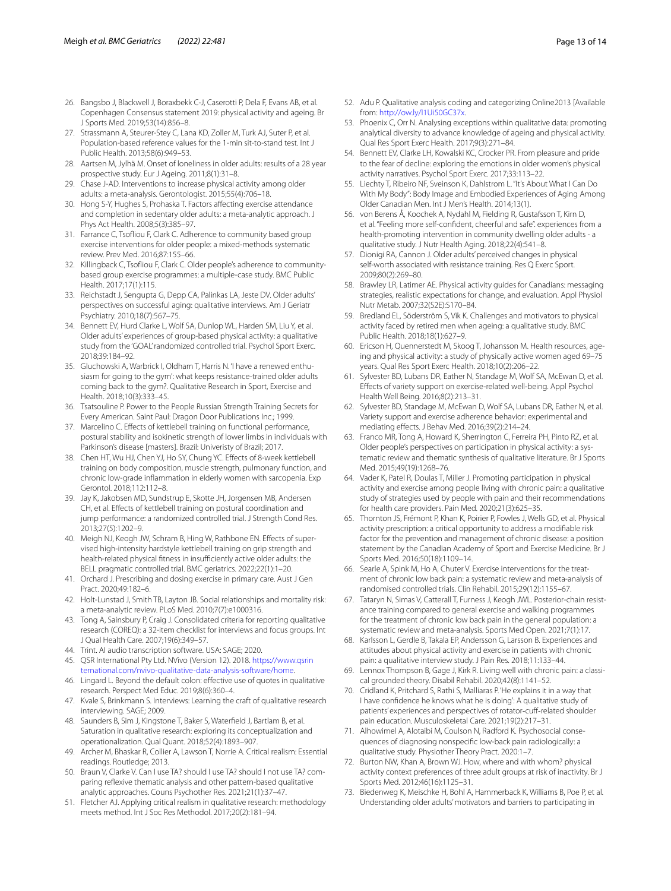26. Bangsbo J, Blackwell J, Boraxbekk C-J, Caserotti P, Dela F, Evans AB, et al. Copenhagen Consensus statement 2019: physical activity and ageing. Br J Sports Med. 2019;53(14):856–8.
27. Strassmann A, Steurer-Stey C, Lana KD, Zoller M, Turk AJ, Suter P, et al. Population-based reference values for the 1-min sit-to-stand test. Int J Public Health. 2013;58(6):949–53.
28. Aartsen M, Jylhä M. Onset of loneliness in older adults: results of a 28 year prospective study. Eur J Ageing. 2011;8(1):31–8.
29. Chase J-AD. Interventions to increase physical activity among older adults: a meta-analysis. Gerontologist. 2015;55(4):706–18.
30. Hong S-Y, Hughes S, Prohaska T. Factors affecting exercise attendance and completion in sedentary older adults: a meta-analytic approach. J Phys Act Health. 2008;5(3):385–97.
31. Farrance C, Tsofliou F, Clark C. Adherence to community based group exercise interventions for older people: a mixed-methods systematic review. Prev Med. 2016;87:155–66.
32. Killingback C, Tsofliou F, Clark C. Older people's adherence to community-based group exercise programmes: a multiple-case study. BMC Public Health. 2017;17(1):115.
33. Reichstadt J, Sengupta G, Depp CA, Palinkas LA, Jeste DV. Older adults' perspectives on successful aging: qualitative interviews. Am J Geriatr Psychiatry. 2010;18(7):567–75.
34. Bennett EV, Hurd Clarke L, Wolf SA, Dunlop WL, Harden SM, Liu Y, et al. Older adults' experiences of group-based physical activity: a qualitative study from the 'GOAL' randomized controlled trial. Psychol Sport Exerc. 2018;39:184–92.
35. Gluchowski A, Warbrick I, Oldham T, Harris N. 'I have a renewed enthusiasm for going to the gym': what keeps resistance-trained older adults coming back to the gym?. Qualitative Research in Sport, Exercise and Health. 2018;10(3):333–45.
36. Tsatsouline P. Power to the People Russian Strength Training Secrets for Every American. Saint Paul: Dragon Door Publications Inc.; 1999.
37. Marcelino C. Effects of kettlebell training on functional performance, postural stability and isokinetic strength of lower limbs in individuals with Parkinson's disease [masters]. Brazil: Univeristy of Brazil; 2017.
38. Chen HT, Wu HJ, Chen YJ, Ho SY, Chung YC. Effects of 8-week kettlebell training on body composition, muscle strength, pulmonary function, and chronic low-grade inflammation in elderly women with sarcopenia. Exp Gerontol. 2018;112:112–8.
39. Jay K, Jakobsen MD, Sundstrup E, Skotte JH, Jorgensen MB, Andersen CH, et al. Effects of kettlebell training on postural coordination and jump performance: a randomized controlled trial. J Strength Cond Res. 2013;27(5):1202–9.
40. Meigh NJ, Keogh JW, Schram B, Hing W, Rathbone EN. Effects of supervised high-intensity hardstyle kettlebell training on grip strength and health-related physical fitness in insufficiently active older adults: the BELL pragmatic controlled trial. BMC geriatrics. 2022;22(1):1–20.
41. Orchard J. Prescribing and dosing exercise in primary care. Aust J Gen Pract. 2020;49:182–6.
42. Holt-Lunstad J, Smith TB, Layton JB. Social relationships and mortality risk: a meta-analytic review. PLoS Med. 2010;7(7):e1000316.
43. Tong A, Sainsbury P, Craig J. Consolidated criteria for reporting qualitative research (COREQ): a 32-item checklist for interviews and focus groups. Int J Qual Health Care. 2007;19(6):349–57.
44. Trint. AI audio transcription software. USA: SAGE; 2020.
45. QSR International Pty Ltd. NVivo (Version 12). 2018. https://www.qsrinternational.com/nvivo-qualitative-data-analysis-software/home.
46. Lingard L. Beyond the default colon: effective use of quotes in qualitative research. Perspect Med Educ. 2019;8(6):360–4.
47. Kvale S, Brinkmann S. Interviews: Learning the craft of qualitative research interviewing. SAGE; 2009.
48. Saunders B, Sim J, Kingstone T, Baker S, Waterfield J, Bartlam B, et al. Saturation in qualitative research: exploring its conceptualization and operationalization. Qual Quant. 2018;52(4):1893–907.
49. Archer M, Bhaskar R, Collier A, Lawson T, Norrie A. Critical realism: Essential readings. Routledge; 2013.
50. Braun V, Clarke V. Can I use TA? should I use TA? should I not use TA? comparing reflexive thematic analysis and other pattern-based qualitative analytic approaches. Couns Psychother Res. 2021;21(1):37–47.
51. Fletcher AJ. Applying critical realism in qualitative research: methodology meets method. Int J Soc Res Methodol. 2017;20(2):181–94.
52. Adu P. Qualitative analysis coding and categorizing Online2013 [Available from: http://ow.ly/l1Ui50GC37x.
53. Phoenix C, Orr N. Analysing exceptions within qualitative data: promoting analytical diversity to advance knowledge of ageing and physical activity. Qual Res Sport Exerc Health. 2017;9(3):271–84.
54. Bennett EV, Clarke LH, Kowalski KC, Crocker PR. From pleasure and pride to the fear of decline: exploring the emotions in older women's physical activity narratives. Psychol Sport Exerc. 2017;33:113–22.
55. Liechty T, Ribeiro NF, Sveinson K, Dahlstrom L. "It's About What I Can Do With My Body": Body Image and Embodied Experiences of Aging Among Older Canadian Men. Int J Men's Health. 2014;13(1).
56. von Berens Å, Koochek A, Nydahl M, Fielding R, Gustafsson T, Kirn D, et al. "Feeling more self-confident, cheerful and safe". experiences from a health-promoting intervention in community dwelling older adults - a qualitative study. J Nutr Health Aging. 2018;22(4):541–8.
57. Dionigi RA, Cannon J. Older adults' perceived changes in physical self-worth associated with resistance training. Res Q Exerc Sport. 2009;80(2):269–80.
58. Brawley LR, Latimer AE. Physical activity guides for Canadians: messaging strategies, realistic expectations for change, and evaluation. Appl Physiol Nutr Metab. 2007;32(S2E):S170–84.
59. Bredland EL, Söderström S, Vik K. Challenges and motivators to physical activity faced by retired men when ageing: a qualitative study. BMC Public Health. 2018;18(1):627–9.
60. Ericson H, Quennerstedt M, Skoog T, Johansson M. Health resources, ageing and physical activity: a study of physically active women aged 69–75 years. Qual Res Sport Exerc Health. 2018;10(2):206–22.
61. Sylvester BD, Lubans DR, Eather N, Standage M, Wolf SA, McEwan D, et al. Effects of variety support on exercise-related well-being. Appl Psychol Health Well Being. 2016;8(2):213–31.
62. Sylvester BD, Standage M, McEwan D, Wolf SA, Lubans DR, Eather N, et al. Variety support and exercise adherence behavior: experimental and mediating effects. J Behav Med. 2016;39(2):214–24.
63. Franco MR, Tong A, Howard K, Sherrington C, Ferreira PH, Pinto RZ, et al. Older people's perspectives on participation in physical activity: a systematic review and thematic synthesis of qualitative literature. Br J Sports Med. 2015;49(19):1268–76.
64. Vader K, Patel R, Doulas T, Miller J. Promoting participation in physical activity and exercise among people living with chronic pain: a qualitative study of strategies used by people with pain and their recommendations for health care providers. Pain Med. 2020;21(3):625–35.
65. Thornton JS, Frémont P, Khan K, Poirier P, Fowles J, Wells GD, et al. Physical activity prescription: a critical opportunity to address a modifiable risk factor for the prevention and management of chronic disease: a position statement by the Canadian Academy of Sport and Exercise Medicine. Br J Sports Med. 2016;50(18):1109–14.
66. Searle A, Spink M, Ho A, Chuter V. Exercise interventions for the treatment of chronic low back pain: a systematic review and meta-analysis of randomised controlled trials. Clin Rehabil. 2015;29(12):1155–67.
67. Tataryn N, Simas V, Catterall T, Furness J, Keogh JWL. Posterior-chain resistance training compared to general exercise and walking programmes for the treatment of chronic low back pain in the general population: a systematic review and meta-analysis. Sports Med Open. 2021;7(1):17.
68. Karlsson L, Gerdle B, Takala EP, Andersson G, Larsson B. Experiences and attitudes about physical activity and exercise in patients with chronic pain: a qualitative interview study. J Pain Res. 2018;11:133–44.
69. Lennox Thompson B, Gage J, Kirk R. Living well with chronic pain: a classical grounded theory. Disabil Rehabil. 2020;42(8):1141–52.
70. Cridland K, Pritchard S, Rathi S, Malliaras P. 'He explains it in a way that I have confidence he knows what he is doing': A qualitative study of patients' experiences and perspectives of rotator-cuff-related shoulder pain education. Musculoskeletal Care. 2021;19(2):217–31.
71. Alhowimel A, Alotaibi M, Coulson N, Radford K. Psychosocial consequences of diagnosing nonspecific low-back pain radiologically: a qualitative study. Physiother Theory Pract. 2020:1–7.
72. Burton NW, Khan A, Brown WJ. How, where and with whom? physical activity context preferences of three adult groups at risk of inactivity. Br J Sports Med. 2012;46(16):1125–31.
73. Biedenweg K, Meischke H, Bohl A, Hammerback K, Williams B, Poe P, et al. Understanding older adults' motivators and barriers to participating in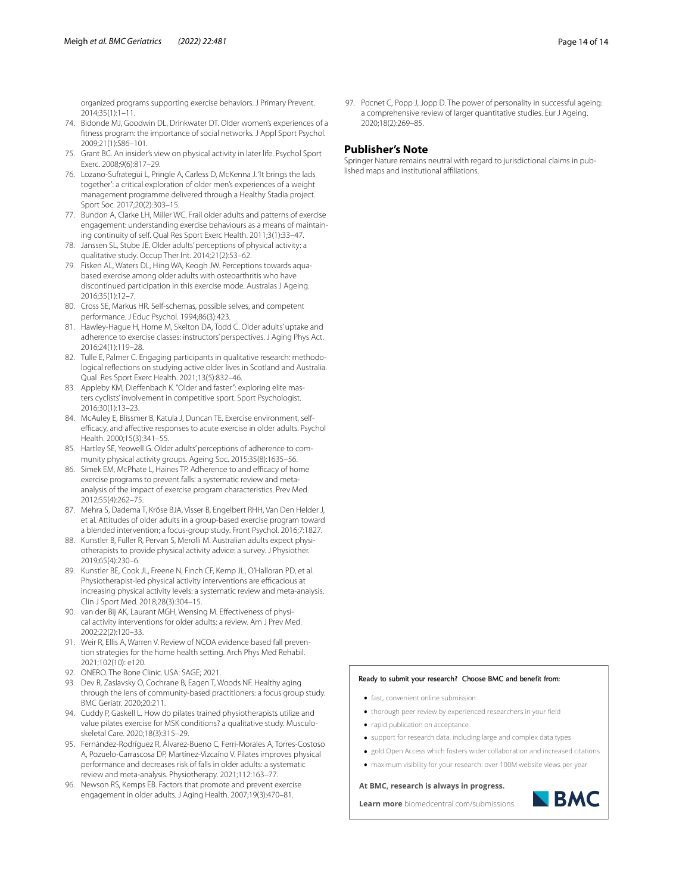organized programs supporting exercise behaviors. J Primary Prevent. 2014;35(1):1–11.

74. Bidonde MJ, Goodwin DL, Drinkwater DT. Older women's experiences of a fitness program: the importance of social networks. J Appl Sport Psychol. 2009;21(1):S86–101.
75. Grant BC. An insider's view on physical activity in later life. Psychol Sport Exerc. 2008;9(6):817–29.
76. Lozano-Sufrategui L, Pringle A, Carless D, McKenna J. 'It brings the lads together': a critical exploration of older men's experiences of a weight management programme delivered through a Healthy Stadia project. Sport Soc. 2017;20(2):303–15.
77. Bundon A, Clarke LH, Miller WC. Frail older adults and patterns of exercise engagement: understanding exercise behaviours as a means of maintaining continuity of self. Qual Res Sport Exerc Health. 2011;3(1):33–47.
78. Janssen SL, Stube JE. Older adults' perceptions of physical activity: a qualitative study. Occup Ther Int. 2014;21(2):53–62.
79. Fisken AL, Waters DL, Hing WA, Keogh JW. Perceptions towards aqua-based exercise among older adults with osteoarthritis who have discontinued participation in this exercise mode. Australas J Ageing. 2016;35(1):12–7.
80. Cross SE, Markus HR. Self-schemas, possible selves, and competent performance. J Educ Psychol. 1994;86(3):423.
81. Hawley-Hague H, Horne M, Skelton DA, Todd C. Older adults' uptake and adherence to exercise classes: instructors' perspectives. J Aging Phys Act. 2016;24(1):119–28.
82. Tulle E, Palmer C. Engaging participants in qualitative research: methodological reflections on studying active older lives in Scotland and Australia. Qual Res Sport Exerc Health. 2021;13(5):832–46.
83. Appleby KM, Dieffenbach K. "Older and faster": exploring elite masters cyclists' involvement in competitive sport. Sport Psychologist. 2016;30(1):13–23.
84. McAuley E, Blissmer B, Katula J, Duncan TE. Exercise environment, self-efficacy, and affective responses to acute exercise in older adults. Psychol Health. 2000;15(3):341–55.
85. Hartley SE, Yeowell G. Older adults' perceptions of adherence to community physical activity groups. Ageing Soc. 2015;35(8):1635–56.
86. Simek EM, McPhate L, Haines TP. Adherence to and efficacy of home exercise programs to prevent falls: a systematic review and meta-analysis of the impact of exercise program characteristics. Prev Med. 2012;55(4):262–75.
87. Mehra S, Dadema T, Kröse BJA, Visser B, Engelbert RHH, Van Den Helder J, et al. Attitudes of older adults in a group-based exercise program toward a blended intervention; a focus-group study. Front Psychol. 2016;7:1827.
88. Kunstler B, Fuller R, Pervan S, Merolli M. Australian adults expect physiotherapists to provide physical activity advice: a survey. J Physiother. 2019;65(4):230–6.
89. Kunstler BE, Cook JL, Freene N, Finch CF, Kemp JL, O'Halloran PD, et al. Physiotherapist-led physical activity interventions are efficacious at increasing physical activity levels: a systematic review and meta-analysis. Clin J Sport Med. 2018;28(3):304–15.
90. van der Bij AK, Laurant MGH, Wensing M. Effectiveness of physical activity interventions for older adults: a review. Am J Prev Med. 2002;22(2):120–33.
91. Weir R, Ellis A, Warren V. Review of NCOA evidence based fall prevention strategies for the home health setting. Arch Phys Med Rehabil. 2021;102(10): e120.
92. ONERO. The Bone Clinic. USA: SAGE; 2021.
93. Dev R, Zaslavsky O, Cochrane B, Eagen T, Woods NF. Healthy aging through the lens of community-based practitioners: a focus group study. BMC Geriatr. 2020;20:211.
94. Cuddy P, Gaskell L. How do pilates trained physiotherapists utilize and value pilates exercise for MSK conditions? a qualitative study. Musculoskeletal Care. 2020;18(3):315–29.
95. Fernández-Rodríguez R, Álvarez-Bueno C, Ferri-Morales A, Torres-Costoso A, Pozuelo-Carrascosa DP, Martínez-Vizcaíno V. Pilates improves physical performance and decreases risk of falls in older adults: a systematic review and meta-analysis. Physiotherapy. 2021;112:163–77.
96. Newson RS, Kemps EB. Factors that promote and prevent exercise engagement in older adults. J Aging Health. 2007;19(3):470–81.
97. Pocnet C, Popp J, Jopp D. The power of personality in successful ageing: a comprehensive review of larger quantitative studies. Eur J Ageing. 2020;18(2):269–85.

## Publisher's Note

Springer Nature remains neutral with regard to jurisdictional claims in published maps and institutional affiliations.

Ready to submit your research? Choose BMC and benefit from:

- fast, convenient online submission
- thorough peer review by experienced researchers in your field
- rapid publication on acceptance
- support for research data, including large and complex data types
- gold Open Access which fosters wider collaboration and increased citations
- maximum visibility for your research: over 100M website views per year

**At BMC, research is always in progress.**

**Learn more** biomedcentral.com/submissions

BMC